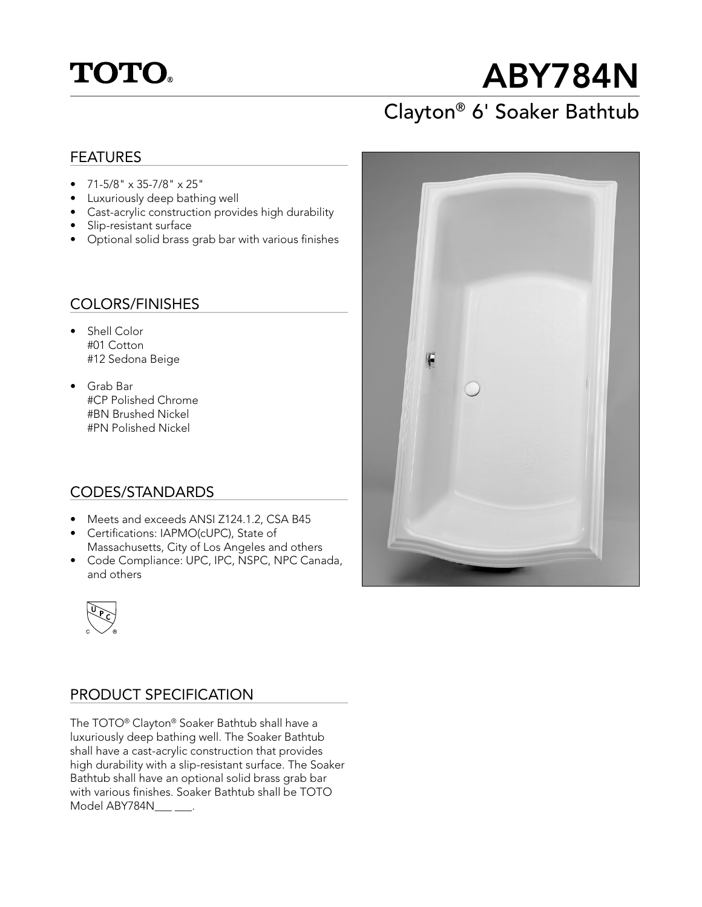TOTO®

# ABY784N

## Clayton® 6' Soaker Bathtub

### FEATURES

- 71-5/8" x 35-7/8" x 25"
- Luxuriously deep bathing well
- Cast-acrylic construction provides high durability
- Slip-resistant surface
- Optional solid brass grab bar with various finishes

### COLORS/FINISHES

- Shell Color
  #01 Cotton
  #12 Sedona Beige
- Grab Bar
  #CP Polished Chrome
  #BN Brushed Nickel
  #PN Polished Nickel

### CODES/STANDARDS

- Meets and exceeds ANSI Z124.1.2, CSA B45
- Certifications: IAPMO(cUPC), State of Massachusetts, City of Los Angeles and others
- Code Compliance: UPC, IPC, NSPC, NPC Canada, and others

### PRODUCT SPECIFICATION

The TOTO® Clayton® Soaker Bathtub shall have a luxuriously deep bathing well. The Soaker Bathtub shall have a cast-acrylic construction that provides high durability with a slip-resistant surface. The Soaker Bathtub shall have an optional solid brass grab bar with various finishes. Soaker Bathtub shall be TOTO Model ABY784N___ ___.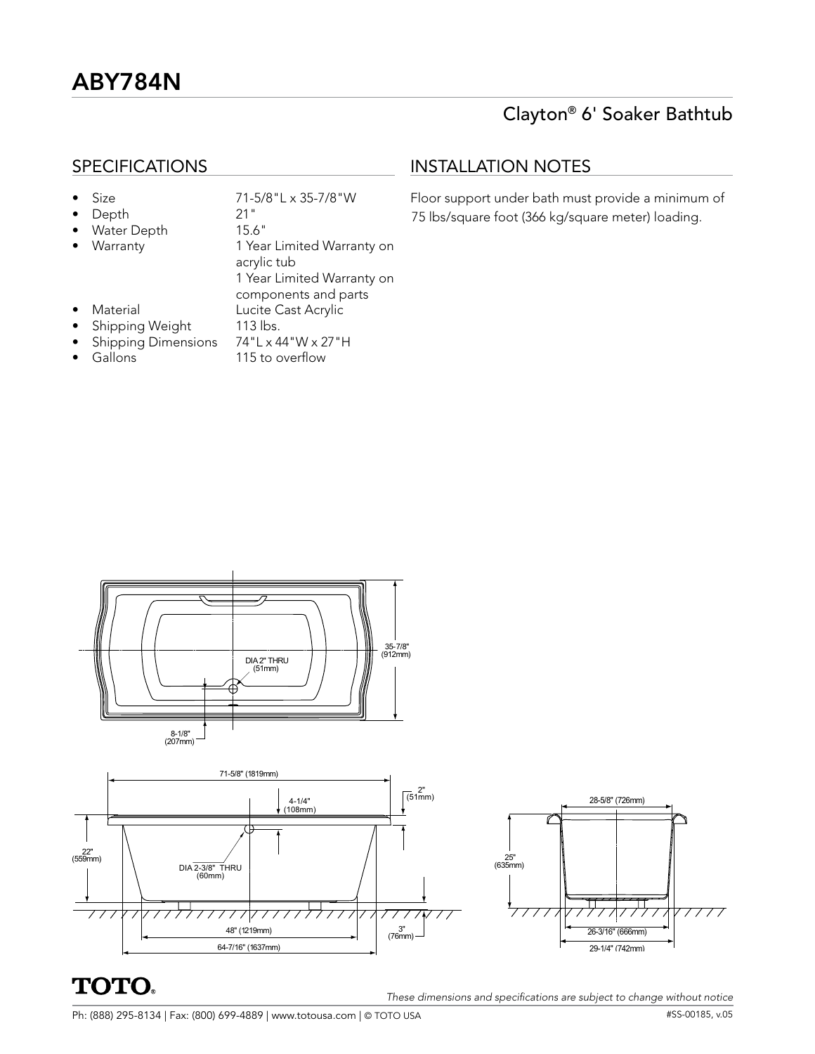# ABY784N

## Clayton® 6' Soaker Bathtub

## SPECIFICATIONS

| | |
|---|---|
| • Size | 71-5/8"L x 35-7/8"W |
| • Depth | 21" |
| • Water Depth | 15.6" |
| • Warranty | 1 Year Limited Warranty on acrylic tub<br>1 Year Limited Warranty on components and parts |
| • Material | Lucite Cast Acrylic |
| • Shipping Weight | 113 lbs. |
| • Shipping Dimensions | 74"L x 44"W x 27"H |
| • Gallons | 115 to overflow |

## INSTALLATION NOTES

Floor support under bath must provide a minimum of 75 lbs/square foot (366 kg/square meter) loading.

35-7/8" (912mm)
DIA 2" THRU (51mm)
8-1/8" (207mm)

71-5/8" (1819mm)
2" (51mm)
4-1/4" (108mm)
22" (559mm)
DIA 2-3/8" THRU (60mm)
48" (1219mm)
3" (76mm)
64-7/16" (1637mm)

28-5/8" (726mm)
25" (635mm)
26-3/16" (666mm)
29-1/4" (742mm)

TOTO®

*These dimensions and specifications are subject to change without notice*

Ph: (888) 295-8134 | Fax: (800) 699-4889 | www.totousa.com | © TOTO USA

#SS-00185, v.05